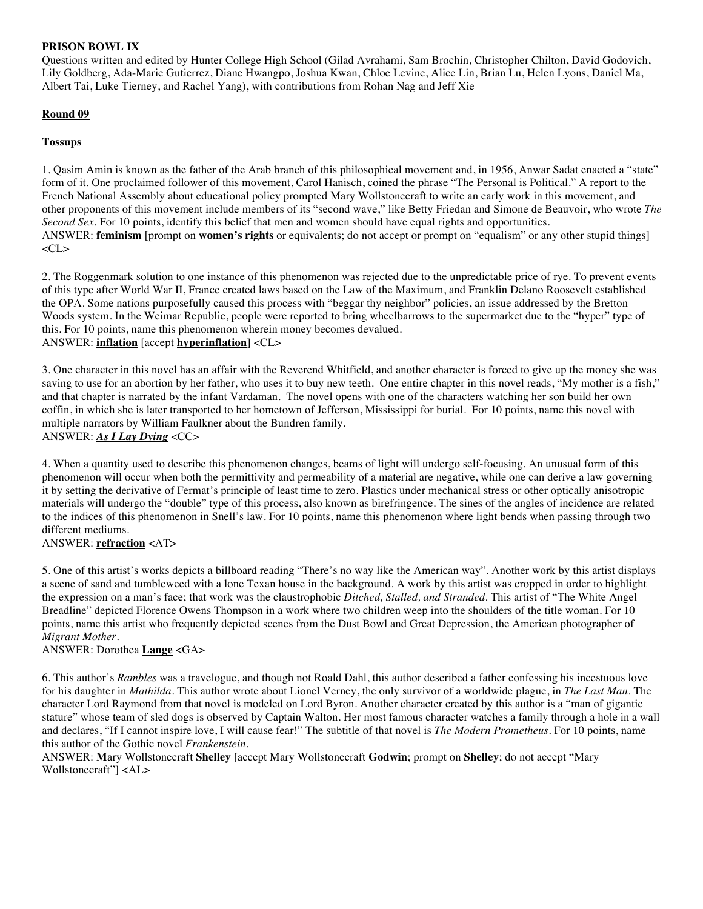**PRISON BOWL IX**

Questions written and edited by Hunter College High School (Gilad Avrahami, Sam Brochin, Christopher Chilton, David Godovich, Lily Goldberg, Ada-Marie Gutierrez, Diane Hwangpo, Joshua Kwan, Chloe Levine, Alice Lin, Brian Lu, Helen Lyons, Daniel Ma, Albert Tai, Luke Tierney, and Rachel Yang), with contributions from Rohan Nag and Jeff Xie

**Round 09**

**Tossups**

1. Qasim Amin is known as the father of the Arab branch of this philosophical movement and, in 1956, Anwar Sadat enacted a "state" form of it. One proclaimed follower of this movement, Carol Hanisch, coined the phrase "The Personal is Political." A report to the French National Assembly about educational policy prompted Mary Wollstonecraft to write an early work in this movement, and other proponents of this movement include members of its "second wave," like Betty Friedan and Simone de Beauvoir, who wrote *The Second Sex*. For 10 points, identify this belief that men and women should have equal rights and opportunities.
ANSWER: **feminism** [prompt on **women's rights** or equivalents; do not accept or prompt on "equalism" or any other stupid things] <CL>

2. The Roggenmark solution to one instance of this phenomenon was rejected due to the unpredictable price of rye. To prevent events of this type after World War II, France created laws based on the Law of the Maximum, and Franklin Delano Roosevelt established the OPA. Some nations purposefully caused this process with "beggar thy neighbor" policies, an issue addressed by the Bretton Woods system. In the Weimar Republic, people were reported to bring wheelbarrows to the supermarket due to the "hyper" type of this. For 10 points, name this phenomenon wherein money becomes devalued.
ANSWER: **inflation** [accept **hyperinflation**] <CL>

3. One character in this novel has an affair with the Reverend Whitfield, and another character is forced to give up the money she was saving to use for an abortion by her father, who uses it to buy new teeth. One entire chapter in this novel reads, "My mother is a fish," and that chapter is narrated by the infant Vardaman. The novel opens with one of the characters watching her son build her own coffin, in which she is later transported to her hometown of Jefferson, Mississippi for burial. For 10 points, name this novel with multiple narrators by William Faulkner about the Bundren family.
ANSWER: ***As I Lay Dying*** <CC>

4. When a quantity used to describe this phenomenon changes, beams of light will undergo self-focusing. An unusual form of this phenomenon will occur when both the permittivity and permeability of a material are negative, while one can derive a law governing it by setting the derivative of Fermat's principle of least time to zero. Plastics under mechanical stress or other optically anisotropic materials will undergo the "double" type of this process, also known as birefringence. The sines of the angles of incidence are related to the indices of this phenomenon in Snell's law. For 10 points, name this phenomenon where light bends when passing through two different mediums.
ANSWER: **refraction** <AT>

5. One of this artist's works depicts a billboard reading "There's no way like the American way". Another work by this artist displays a scene of sand and tumbleweed with a lone Texan house in the background. A work by this artist was cropped in order to highlight the expression on a man's face; that work was the claustrophobic *Ditched, Stalled, and Stranded*. This artist of "The White Angel Breadline" depicted Florence Owens Thompson in a work where two children weep into the shoulders of the title woman. For 10 points, name this artist who frequently depicted scenes from the Dust Bowl and Great Depression, the American photographer of *Migrant Mother*.
ANSWER: Dorothea **Lange** <GA>

6. This author's *Rambles* was a travelogue, and though not Roald Dahl, this author described a father confessing his incestuous love for his daughter in *Mathilda*. This author wrote about Lionel Verney, the only survivor of a worldwide plague, in *The Last Man*. The character Lord Raymond from that novel is modeled on Lord Byron. Another character created by this author is a "man of gigantic stature" whose team of sled dogs is observed by Captain Walton. Her most famous character watches a family through a hole in a wall and declares, "If I cannot inspire love, I will cause fear!" The subtitle of that novel is *The Modern Prometheus*. For 10 points, name this author of the Gothic novel *Frankenstein*.
ANSWER: **M**ary Wollstonecraft **Shelley** [accept Mary Wollstonecraft **Godwin**; prompt on **Shelley**; do not accept "Mary Wollstonecraft"] <AL>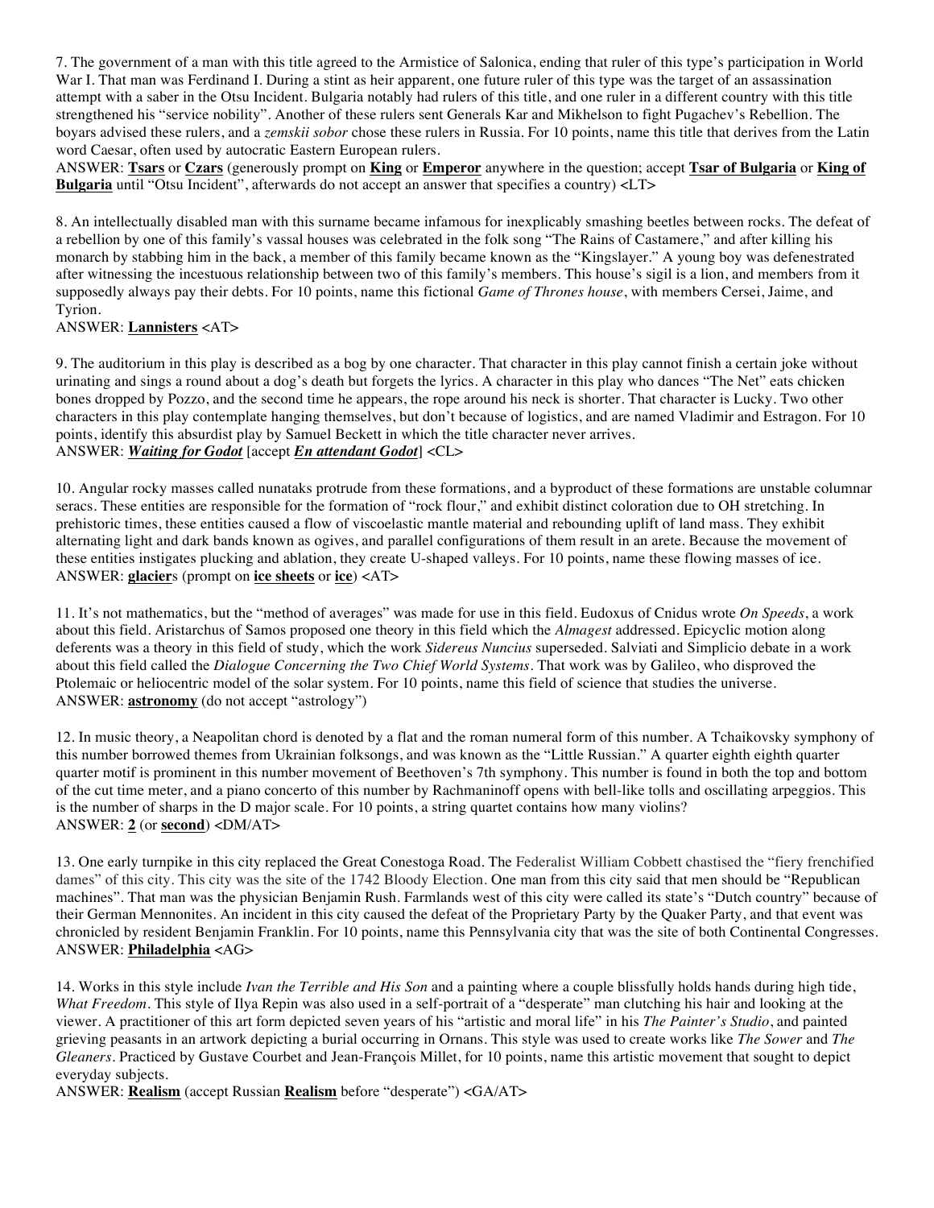7. The government of a man with this title agreed to the Armistice of Salonica, ending that ruler of this type's participation in World War I. That man was Ferdinand I. During a stint as heir apparent, one future ruler of this type was the target of an assassination attempt with a saber in the Otsu Incident. Bulgaria notably had rulers of this title, and one ruler in a different country with this title strengthened his "service nobility". Another of these rulers sent Generals Kar and Mikhelson to fight Pugachev's Rebellion. The boyars advised these rulers, and a *zemskii sobor* chose these rulers in Russia. For 10 points, name this title that derives from the Latin word Caesar, often used by autocratic Eastern European rulers.
ANSWER: **Tsars** or **Czars** (generously prompt on **King** or **Emperor** anywhere in the question; accept **Tsar of Bulgaria** or **King of Bulgaria** until "Otsu Incident", afterwards do not accept an answer that specifies a country) <LT>

8. An intellectually disabled man with this surname became infamous for inexplicably smashing beetles between rocks. The defeat of a rebellion by one of this family's vassal houses was celebrated in the folk song "The Rains of Castamere," and after killing his monarch by stabbing him in the back, a member of this family became known as the "Kingslayer." A young boy was defenestrated after witnessing the incestuous relationship between two of this family's members. This house's sigil is a lion, and members from it supposedly always pay their debts. For 10 points, name this fictional *Game of Thrones house*, with members Cersei, Jaime, and Tyrion.
ANSWER: **Lannisters** <AT>

9. The auditorium in this play is described as a bog by one character. That character in this play cannot finish a certain joke without urinating and sings a round about a dog's death but forgets the lyrics. A character in this play who dances "The Net" eats chicken bones dropped by Pozzo, and the second time he appears, the rope around his neck is shorter. That character is Lucky. Two other characters in this play contemplate hanging themselves, but don't because of logistics, and are named Vladimir and Estragon. For 10 points, identify this absurdist play by Samuel Beckett in which the title character never arrives.
ANSWER: ***Waiting for Godot*** [accept ***En attendant Godot***] <CL>

10. Angular rocky masses called nunataks protrude from these formations, and a byproduct of these formations are unstable columnar seracs. These entities are responsible for the formation of "rock flour," and exhibit distinct coloration due to OH stretching. In prehistoric times, these entities caused a flow of viscoelastic mantle material and rebounding uplift of land mass. They exhibit alternating light and dark bands known as ogives, and parallel configurations of them result in an arete. Because the movement of these entities instigates plucking and ablation, they create U-shaped valleys. For 10 points, name these flowing masses of ice.
ANSWER: **glacier**s (prompt on **ice sheets** or **ice**) <AT>

11. It's not mathematics, but the "method of averages" was made for use in this field. Eudoxus of Cnidus wrote *On Speeds*, a work about this field. Aristarchus of Samos proposed one theory in this field which the *Almagest* addressed. Epicyclic motion along deferents was a theory in this field of study, which the work *Sidereus Nuncius* superseded. Salviati and Simplicio debate in a work about this field called the *Dialogue Concerning the Two Chief World Systems*. That work was by Galileo, who disproved the Ptolemaic or heliocentric model of the solar system. For 10 points, name this field of science that studies the universe.
ANSWER: **astronomy** (do not accept "astrology")

12. In music theory, a Neapolitan chord is denoted by a flat and the roman numeral form of this number. A Tchaikovsky symphony of this number borrowed themes from Ukrainian folksongs, and was known as the "Little Russian." A quarter eighth eighth quarter quarter motif is prominent in this number movement of Beethoven's 7th symphony. This number is found in both the top and bottom of the cut time meter, and a piano concerto of this number by Rachmaninoff opens with bell-like tolls and oscillating arpeggios. This is the number of sharps in the D major scale. For 10 points, a string quartet contains how many violins?
ANSWER: **2** (or **second**) <DM/AT>

13. One early turnpike in this city replaced the Great Conestoga Road. The Federalist William Cobbett chastised the "fiery frenchified dames" of this city. This city was the site of the 1742 Bloody Election. One man from this city said that men should be "Republican machines". That man was the physician Benjamin Rush. Farmlands west of this city were called its state's "Dutch country" because of their German Mennonites. An incident in this city caused the defeat of the Proprietary Party by the Quaker Party, and that event was chronicled by resident Benjamin Franklin. For 10 points, name this Pennsylvania city that was the site of both Continental Congresses.
ANSWER: **Philadelphia** <AG>

14. Works in this style include *Ivan the Terrible and His Son* and a painting where a couple blissfully holds hands during high tide, *What Freedom*. This style of Ilya Repin was also used in a self-portrait of a "desperate" man clutching his hair and looking at the viewer. A practitioner of this art form depicted seven years of his "artistic and moral life" in his *The Painter's Studio*, and painted grieving peasants in an artwork depicting a burial occurring in Ornans. This style was used to create works like *The Sower* and *The Gleaners*. Practiced by Gustave Courbet and Jean-François Millet, for 10 points, name this artistic movement that sought to depict everyday subjects.
ANSWER: **Realism** (accept Russian **Realism** before "desperate") <GA/AT>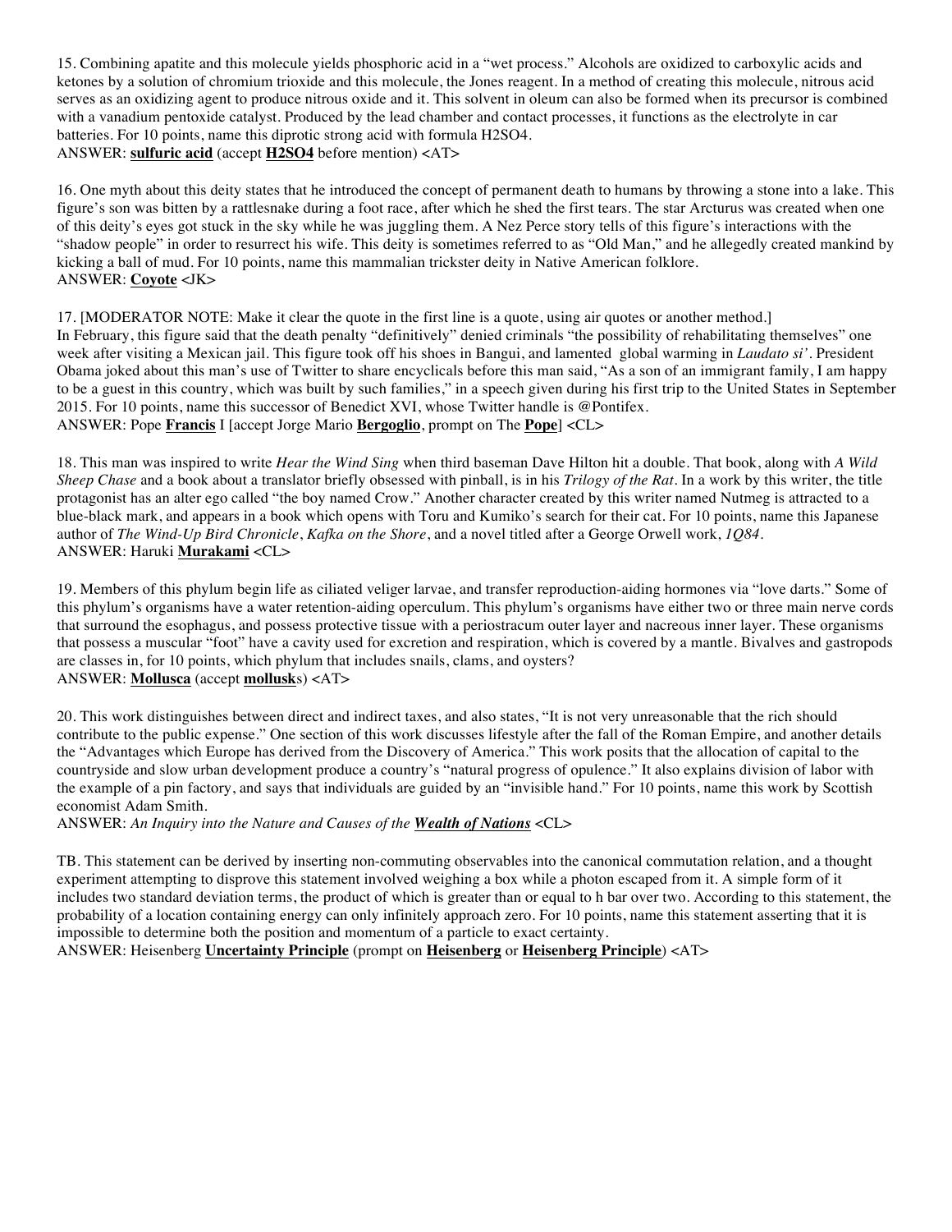15. Combining apatite and this molecule yields phosphoric acid in a "wet process." Alcohols are oxidized to carboxylic acids and ketones by a solution of chromium trioxide and this molecule, the Jones reagent. In a method of creating this molecule, nitrous acid serves as an oxidizing agent to produce nitrous oxide and it. This solvent in oleum can also be formed when its precursor is combined with a vanadium pentoxide catalyst. Produced by the lead chamber and contact processes, it functions as the electrolyte in car batteries. For 10 points, name this diprotic strong acid with formula H2SO4.
ANSWER: **sulfuric acid** (accept **H2SO4** before mention) <AT>

16. One myth about this deity states that he introduced the concept of permanent death to humans by throwing a stone into a lake. This figure's son was bitten by a rattlesnake during a foot race, after which he shed the first tears. The star Arcturus was created when one of this deity's eyes got stuck in the sky while he was juggling them. A Nez Perce story tells of this figure's interactions with the "shadow people" in order to resurrect his wife. This deity is sometimes referred to as "Old Man," and he allegedly created mankind by kicking a ball of mud. For 10 points, name this mammalian trickster deity in Native American folklore.
ANSWER: **Coyote** <JK>

17. [MODERATOR NOTE: Make it clear the quote in the first line is a quote, using air quotes or another method.]
In February, this figure said that the death penalty "definitively" denied criminals "the possibility of rehabilitating themselves" one week after visiting a Mexican jail. This figure took off his shoes in Bangui, and lamented global warming in *Laudato si'*. President Obama joked about this man's use of Twitter to share encyclicals before this man said, "As a son of an immigrant family, I am happy to be a guest in this country, which was built by such families," in a speech given during his first trip to the United States in September 2015. For 10 points, name this successor of Benedict XVI, whose Twitter handle is @Pontifex.
ANSWER: Pope **Francis** I [accept Jorge Mario **Bergoglio**, prompt on The **Pope**] <CL>

18. This man was inspired to write *Hear the Wind Sing* when third baseman Dave Hilton hit a double. That book, along with *A Wild Sheep Chase* and a book about a translator briefly obsessed with pinball, is in his *Trilogy of the Rat*. In a work by this writer, the title protagonist has an alter ego called "the boy named Crow." Another character created by this writer named Nutmeg is attracted to a blue-black mark, and appears in a book which opens with Toru and Kumiko's search for their cat. For 10 points, name this Japanese author of *The Wind-Up Bird Chronicle*, *Kafka on the Shore*, and a novel titled after a George Orwell work, *1Q84*.
ANSWER: Haruki **Murakami** <CL>

19. Members of this phylum begin life as ciliated veliger larvae, and transfer reproduction-aiding hormones via "love darts." Some of this phylum's organisms have a water retention-aiding operculum. This phylum's organisms have either two or three main nerve cords that surround the esophagus, and possess protective tissue with a periostracum outer layer and nacreous inner layer. These organisms that possess a muscular "foot" have a cavity used for excretion and respiration, which is covered by a mantle. Bivalves and gastropods are classes in, for 10 points, which phylum that includes snails, clams, and oysters?
ANSWER: **Mollusca** (accept **mollusk**s) <AT>

20. This work distinguishes between direct and indirect taxes, and also states, "It is not very unreasonable that the rich should contribute to the public expense." One section of this work discusses lifestyle after the fall of the Roman Empire, and another details the "Advantages which Europe has derived from the Discovery of America." This work posits that the allocation of capital to the countryside and slow urban development produce a country's "natural progress of opulence." It also explains division of labor with the example of a pin factory, and says that individuals are guided by an "invisible hand." For 10 points, name this work by Scottish economist Adam Smith.
ANSWER: *An Inquiry into the Nature and Causes of the* ***Wealth of Nations*** <CL>

TB. This statement can be derived by inserting non-commuting observables into the canonical commutation relation, and a thought experiment attempting to disprove this statement involved weighing a box while a photon escaped from it. A simple form of it includes two standard deviation terms, the product of which is greater than or equal to h bar over two. According to this statement, the probability of a location containing energy can only infinitely approach zero. For 10 points, name this statement asserting that it is impossible to determine both the position and momentum of a particle to exact certainty.
ANSWER: Heisenberg **Uncertainty Principle** (prompt on **Heisenberg** or **Heisenberg Principle**) <AT>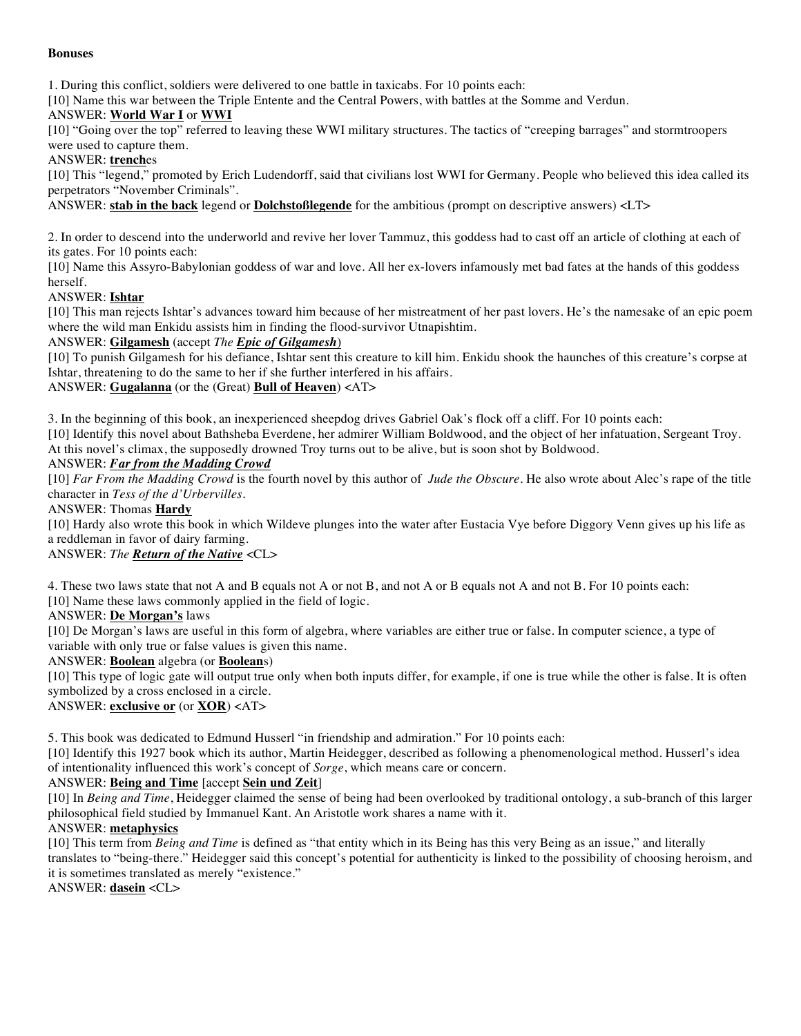**Bonuses**

1. During this conflict, soldiers were delivered to one battle in taxicabs. For 10 points each:

[10] Name this war between the Triple Entente and the Central Powers, with battles at the Somme and Verdun.

ANSWER: **World War I** or **WWI**

[10] "Going over the top" referred to leaving these WWI military structures. The tactics of "creeping barrages" and stormtroopers were used to capture them.

ANSWER: **trench**es

[10] This "legend," promoted by Erich Ludendorff, said that civilians lost WWI for Germany. People who believed this idea called its perpetrators "November Criminals".

ANSWER: **stab in the back** legend or **Dolchstoßlegende** for the ambitious (prompt on descriptive answers) <LT>

2. In order to descend into the underworld and revive her lover Tammuz, this goddess had to cast off an article of clothing at each of its gates. For 10 points each:

[10] Name this Assyro-Babylonian goddess of war and love. All her ex-lovers infamously met bad fates at the hands of this goddess herself.

ANSWER: **Ishtar**

[10] This man rejects Ishtar's advances toward him because of her mistreatment of her past lovers. He's the namesake of an epic poem where the wild man Enkidu assists him in finding the flood-survivor Utnapishtim.

ANSWER: **Gilgamesh** (accept *The **Epic of Gilgamesh***)

[10] To punish Gilgamesh for his defiance, Ishtar sent this creature to kill him. Enkidu shook the haunches of this creature's corpse at Ishtar, threatening to do the same to her if she further interfered in his affairs.

ANSWER: **Gugalanna** (or the (Great) **Bull of Heaven**) <AT>

3. In the beginning of this book, an inexperienced sheepdog drives Gabriel Oak's flock off a cliff. For 10 points each:

[10] Identify this novel about Bathsheba Everdene, her admirer William Boldwood, and the object of her infatuation, Sergeant Troy. At this novel's climax, the supposedly drowned Troy turns out to be alive, but is soon shot by Boldwood.

ANSWER: ***Far from the Madding Crowd***

[10] *Far From the Madding Crowd* is the fourth novel by this author of *Jude the Obscure*. He also wrote about Alec's rape of the title character in *Tess of the d'Urbervilles*.

ANSWER: Thomas **Hardy**

[10] Hardy also wrote this book in which Wildeve plunges into the water after Eustacia Vye before Diggory Venn gives up his life as a reddleman in favor of dairy farming.

ANSWER: *The **Return of the Native*** <CL>

4. These two laws state that not A and B equals not A or not B, and not A or B equals not A and not B. For 10 points each:

[10] Name these laws commonly applied in the field of logic.

ANSWER: **De Morgan's** laws

[10] De Morgan's laws are useful in this form of algebra, where variables are either true or false. In computer science, a type of variable with only true or false values is given this name.

ANSWER: **Boolean** algebra (or **Boolean**s)

[10] This type of logic gate will output true only when both inputs differ, for example, if one is true while the other is false. It is often symbolized by a cross enclosed in a circle.

ANSWER: **exclusive or** (or **XOR**) <AT>

5. This book was dedicated to Edmund Husserl "in friendship and admiration." For 10 points each:

[10] Identify this 1927 book which its author, Martin Heidegger, described as following a phenomenological method. Husserl's idea of intentionality influenced this work's concept of *Sorge*, which means care or concern.

ANSWER: **Being and Time** [accept **Sein und Zeit**]

[10] In *Being and Time*, Heidegger claimed the sense of being had been overlooked by traditional ontology, a sub-branch of this larger philosophical field studied by Immanuel Kant. An Aristotle work shares a name with it.

ANSWER: **metaphysics**

[10] This term from *Being and Time* is defined as "that entity which in its Being has this very Being as an issue," and literally translates to "being-there." Heidegger said this concept's potential for authenticity is linked to the possibility of choosing heroism, and it is sometimes translated as merely "existence."

ANSWER: **dasein** <CL>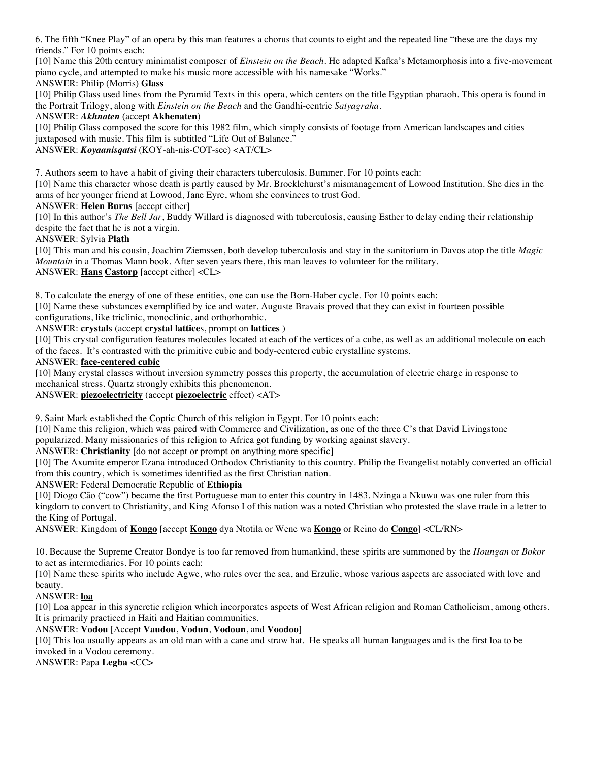6. The fifth "Knee Play" of an opera by this man features a chorus that counts to eight and the repeated line "these are the days my friends." For 10 points each:

[10] Name this 20th century minimalist composer of *Einstein on the Beach*. He adapted Kafka's Metamorphosis into a five-movement piano cycle, and attempted to make his music more accessible with his namesake "Works."

ANSWER: Philip (Morris) **Glass**

[10] Philip Glass used lines from the Pyramid Texts in this opera, which centers on the title Egyptian pharaoh. This opera is found in the Portrait Trilogy, along with *Einstein on the Beach* and the Gandhi-centric *Satyagraha*.

ANSWER: ***Akhnaten*** (accept **Akhenaten**)

[10] Philip Glass composed the score for this 1982 film, which simply consists of footage from American landscapes and cities juxtaposed with music. This film is subtitled "Life Out of Balance."

ANSWER: ***Koyaanisqatsi*** (KOY-ah-nis-COT-see) <AT/CL>

7. Authors seem to have a habit of giving their characters tuberculosis. Bummer. For 10 points each:

[10] Name this character whose death is partly caused by Mr. Brocklehurst's mismanagement of Lowood Institution. She dies in the arms of her younger friend at Lowood, Jane Eyre, whom she convinces to trust God.

ANSWER: **Helen Burns** [accept either]

[10] In this author's *The Bell Jar*, Buddy Willard is diagnosed with tuberculosis, causing Esther to delay ending their relationship despite the fact that he is not a virgin.

ANSWER: Sylvia **Plath**

[10] This man and his cousin, Joachim Ziemssen, both develop tuberculosis and stay in the sanitorium in Davos atop the title *Magic Mountain* in a Thomas Mann book. After seven years there, this man leaves to volunteer for the military.

ANSWER: **Hans Castorp** [accept either] <CL>

8. To calculate the energy of one of these entities, one can use the Born-Haber cycle. For 10 points each:

[10] Name these substances exemplified by ice and water. Auguste Bravais proved that they can exist in fourteen possible configurations, like triclinic, monoclinic, and orthorhombic.

ANSWER: **crystal**s (accept **crystal lattice**s, prompt on **lattices** )

[10] This crystal configuration features molecules located at each of the vertices of a cube, as well as an additional molecule on each of the faces. It's contrasted with the primitive cubic and body-centered cubic crystalline systems.

ANSWER: **face-centered cubic**

[10] Many crystal classes without inversion symmetry posses this property, the accumulation of electric charge in response to mechanical stress. Quartz strongly exhibits this phenomenon.

ANSWER: **piezoelectricity** (accept **piezoelectric** effect) <AT>

9. Saint Mark established the Coptic Church of this religion in Egypt. For 10 points each:

[10] Name this religion, which was paired with Commerce and Civilization, as one of the three C's that David Livingstone popularized. Many missionaries of this religion to Africa got funding by working against slavery.

ANSWER: **Christianity** [do not accept or prompt on anything more specific]

[10] The Axumite emperor Ezana introduced Orthodox Christianity to this country. Philip the Evangelist notably converted an official from this country, which is sometimes identified as the first Christian nation.

ANSWER: Federal Democratic Republic of **Ethiopia**

[10] Diogo Cão ("cow") became the first Portuguese man to enter this country in 1483. Nzinga a Nkuwu was one ruler from this kingdom to convert to Christianity, and King Afonso I of this nation was a noted Christian who protested the slave trade in a letter to the King of Portugal.

ANSWER: Kingdom of **Kongo** [accept **Kongo** dya Ntotila or Wene wa **Kongo** or Reino do **Congo**] <CL/RN>

10. Because the Supreme Creator Bondye is too far removed from humankind, these spirits are summoned by the *Houngan* or *Bokor* to act as intermediaries. For 10 points each:

[10] Name these spirits who include Agwe, who rules over the sea, and Erzulie, whose various aspects are associated with love and beauty.

ANSWER: **loa**

[10] Loa appear in this syncretic religion which incorporates aspects of West African religion and Roman Catholicism, among others. It is primarily practiced in Haiti and Haitian communities.

ANSWER: **Vodou** [Accept **Vaudou**, **Vodun**, **Vodoun**, and **Voodoo**]

[10] This loa usually appears as an old man with a cane and straw hat. He speaks all human languages and is the first loa to be invoked in a Vodou ceremony.

ANSWER: Papa **Legba** <CC>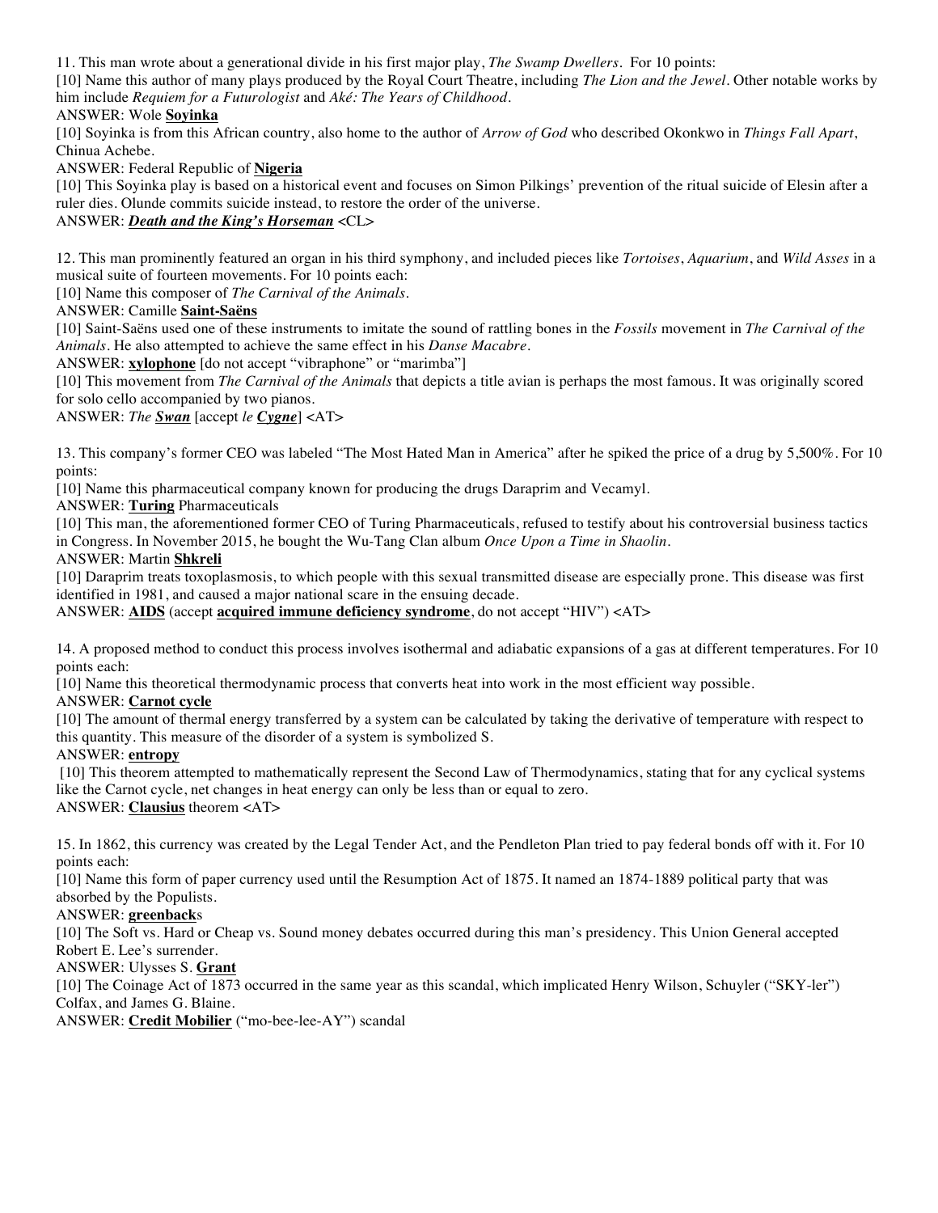11. This man wrote about a generational divide in his first major play, *The Swamp Dwellers*. For 10 points:

[10] Name this author of many plays produced by the Royal Court Theatre, including *The Lion and the Jewel*. Other notable works by him include *Requiem for a Futurologist* and *Aké: The Years of Childhood*.

ANSWER: Wole **Soyinka**

[10] Soyinka is from this African country, also home to the author of *Arrow of God* who described Okonkwo in *Things Fall Apart*, Chinua Achebe.

ANSWER: Federal Republic of **Nigeria**

[10] This Soyinka play is based on a historical event and focuses on Simon Pilkings' prevention of the ritual suicide of Elesin after a ruler dies. Olunde commits suicide instead, to restore the order of the universe.

ANSWER: ***Death and the King's Horseman*** <CL>

12. This man prominently featured an organ in his third symphony, and included pieces like *Tortoises*, *Aquarium*, and *Wild Asses* in a musical suite of fourteen movements. For 10 points each:

[10] Name this composer of *The Carnival of the Animals*.

ANSWER: Camille **Saint-Saëns**

[10] Saint-Saëns used one of these instruments to imitate the sound of rattling bones in the *Fossils* movement in *The Carnival of the Animals*. He also attempted to achieve the same effect in his *Danse Macabre*.

ANSWER: **xylophone** [do not accept "vibraphone" or "marimba"]

[10] This movement from *The Carnival of the Animals* that depicts a title avian is perhaps the most famous. It was originally scored for solo cello accompanied by two pianos.

ANSWER: *The **Swan*** [accept *le **Cygne***] <AT>

13. This company's former CEO was labeled "The Most Hated Man in America" after he spiked the price of a drug by 5,500%. For 10 points:

[10] Name this pharmaceutical company known for producing the drugs Daraprim and Vecamyl.

ANSWER: **Turing** Pharmaceuticals

[10] This man, the aforementioned former CEO of Turing Pharmaceuticals, refused to testify about his controversial business tactics in Congress. In November 2015, he bought the Wu-Tang Clan album *Once Upon a Time in Shaolin*.

ANSWER: Martin **Shkreli**

[10] Daraprim treats toxoplasmosis, to which people with this sexual transmitted disease are especially prone. This disease was first identified in 1981, and caused a major national scare in the ensuing decade.

ANSWER: **AIDS** (accept **acquired immune deficiency syndrome**, do not accept "HIV") <AT>

14. A proposed method to conduct this process involves isothermal and adiabatic expansions of a gas at different temperatures. For 10 points each:

[10] Name this theoretical thermodynamic process that converts heat into work in the most efficient way possible.

ANSWER: **Carnot cycle**

[10] The amount of thermal energy transferred by a system can be calculated by taking the derivative of temperature with respect to this quantity. This measure of the disorder of a system is symbolized S.

ANSWER: **entropy**

[10] This theorem attempted to mathematically represent the Second Law of Thermodynamics, stating that for any cyclical systems like the Carnot cycle, net changes in heat energy can only be less than or equal to zero.

ANSWER: **Clausius** theorem <AT>

15. In 1862, this currency was created by the Legal Tender Act, and the Pendleton Plan tried to pay federal bonds off with it. For 10 points each:

[10] Name this form of paper currency used until the Resumption Act of 1875. It named an 1874-1889 political party that was absorbed by the Populists.

ANSWER: **greenback**s

[10] The Soft vs. Hard or Cheap vs. Sound money debates occurred during this man's presidency. This Union General accepted Robert E. Lee's surrender.

ANSWER: Ulysses S. **Grant**

[10] The Coinage Act of 1873 occurred in the same year as this scandal, which implicated Henry Wilson, Schuyler ("SKY-ler") Colfax, and James G. Blaine.

ANSWER: **Credit Mobilier** ("mo-bee-lee-AY") scandal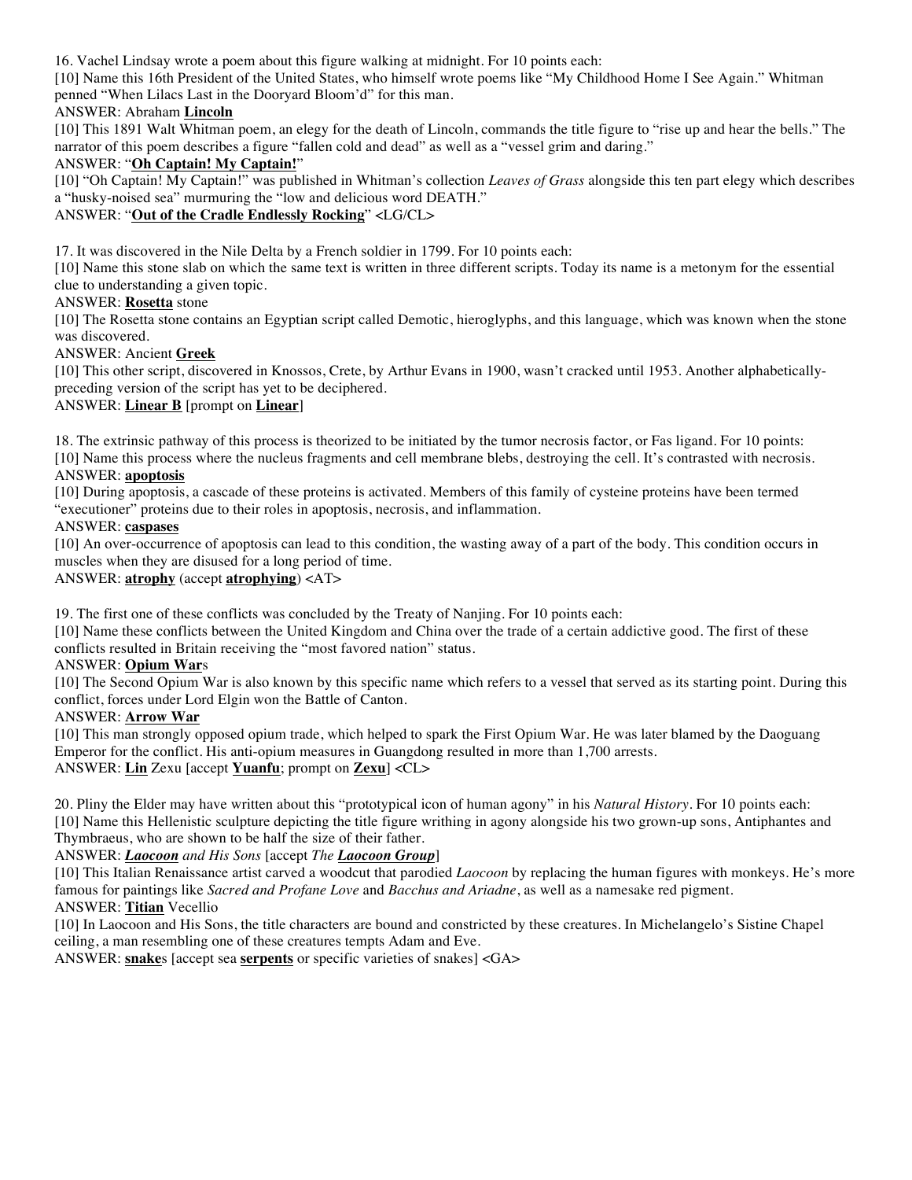16. Vachel Lindsay wrote a poem about this figure walking at midnight. For 10 points each:

[10] Name this 16th President of the United States, who himself wrote poems like "My Childhood Home I See Again." Whitman penned "When Lilacs Last in the Dooryard Bloom'd" for this man.

ANSWER: Abraham **Lincoln**

[10] This 1891 Walt Whitman poem, an elegy for the death of Lincoln, commands the title figure to "rise up and hear the bells." The narrator of this poem describes a figure "fallen cold and dead" as well as a "vessel grim and daring."

ANSWER: "**Oh Captain! My Captain!**"

[10] "Oh Captain! My Captain!" was published in Whitman's collection *Leaves of Grass* alongside this ten part elegy which describes a "husky-noised sea" murmuring the "low and delicious word DEATH."

ANSWER: "**Out of the Cradle Endlessly Rocking**" <LG/CL>

17. It was discovered in the Nile Delta by a French soldier in 1799. For 10 points each:

[10] Name this stone slab on which the same text is written in three different scripts. Today its name is a metonym for the essential clue to understanding a given topic.

ANSWER: **Rosetta** stone

[10] The Rosetta stone contains an Egyptian script called Demotic, hieroglyphs, and this language, which was known when the stone was discovered.

ANSWER: Ancient **Greek**

[10] This other script, discovered in Knossos, Crete, by Arthur Evans in 1900, wasn't cracked until 1953. Another alphabetically-preceding version of the script has yet to be deciphered.

ANSWER: **Linear B** [prompt on **Linear**]

18. The extrinsic pathway of this process is theorized to be initiated by the tumor necrosis factor, or Fas ligand. For 10 points:

[10] Name this process where the nucleus fragments and cell membrane blebs, destroying the cell. It's contrasted with necrosis.

ANSWER: **apoptosis**

[10] During apoptosis, a cascade of these proteins is activated. Members of this family of cysteine proteins have been termed "executioner" proteins due to their roles in apoptosis, necrosis, and inflammation.

ANSWER: **caspases**

[10] An over-occurrence of apoptosis can lead to this condition, the wasting away of a part of the body. This condition occurs in muscles when they are disused for a long period of time.

ANSWER: **atrophy** (accept **atrophying**) <AT>

19. The first one of these conflicts was concluded by the Treaty of Nanjing. For 10 points each:

[10] Name these conflicts between the United Kingdom and China over the trade of a certain addictive good. The first of these conflicts resulted in Britain receiving the "most favored nation" status.

ANSWER: **Opium War**s

[10] The Second Opium War is also known by this specific name which refers to a vessel that served as its starting point. During this conflict, forces under Lord Elgin won the Battle of Canton.

ANSWER: **Arrow War**

[10] This man strongly opposed opium trade, which helped to spark the First Opium War. He was later blamed by the Daoguang Emperor for the conflict. His anti-opium measures in Guangdong resulted in more than 1,700 arrests.

ANSWER: **Lin** Zexu [accept **Yuanfu**; prompt on **Zexu**] <CL>

20. Pliny the Elder may have written about this "prototypical icon of human agony" in his *Natural History*. For 10 points each:

[10] Name this Hellenistic sculpture depicting the title figure writhing in agony alongside his two grown-up sons, Antiphantes and Thymbraeus, who are shown to be half the size of their father.

ANSWER: ***Laocoon** and His Sons* [accept *The **Laocoon Group***]

[10] This Italian Renaissance artist carved a woodcut that parodied *Laocoon* by replacing the human figures with monkeys. He's more famous for paintings like *Sacred and Profane Love* and *Bacchus and Ariadne*, as well as a namesake red pigment.

ANSWER: **Titian** Vecellio

[10] In Laocoon and His Sons, the title characters are bound and constricted by these creatures. In Michelangelo's Sistine Chapel ceiling, a man resembling one of these creatures tempts Adam and Eve.

ANSWER: **snake**s [accept sea **serpents** or specific varieties of snakes] <GA>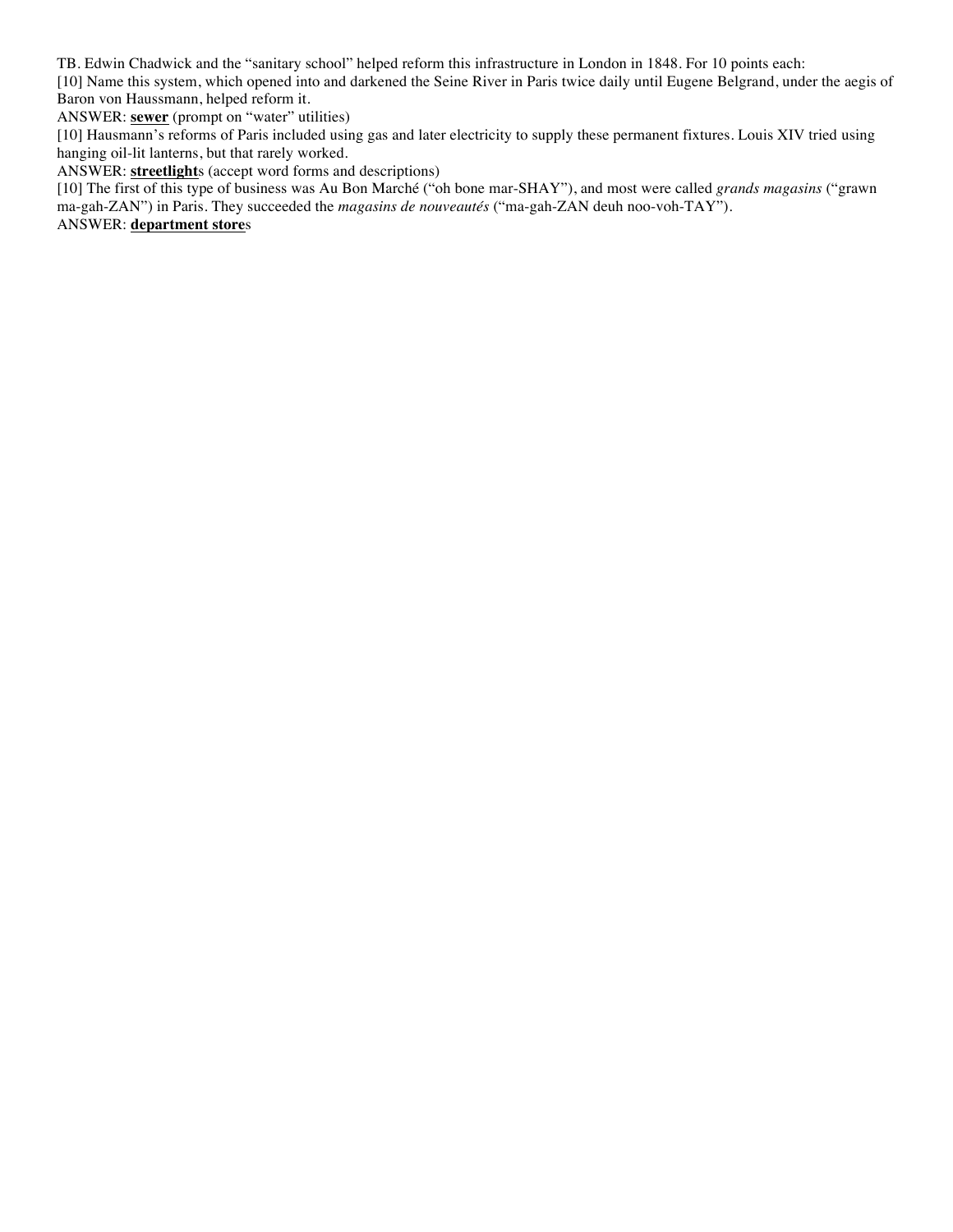TB. Edwin Chadwick and the "sanitary school" helped reform this infrastructure in London in 1848. For 10 points each:

[10] Name this system, which opened into and darkened the Seine River in Paris twice daily until Eugene Belgrand, under the aegis of Baron von Haussmann, helped reform it.

ANSWER: **sewer** (prompt on "water" utilities)

[10] Hausmann's reforms of Paris included using gas and later electricity to supply these permanent fixtures. Louis XIV tried using hanging oil-lit lanterns, but that rarely worked.

ANSWER: **streetlight**s (accept word forms and descriptions)

[10] The first of this type of business was Au Bon Marché ("oh bone mar-SHAY"), and most were called *grands magasins* ("grawn ma-gah-ZAN") in Paris. They succeeded the *magasins de nouveautés* ("ma-gah-ZAN deuh noo-voh-TAY").

ANSWER: **department store**s